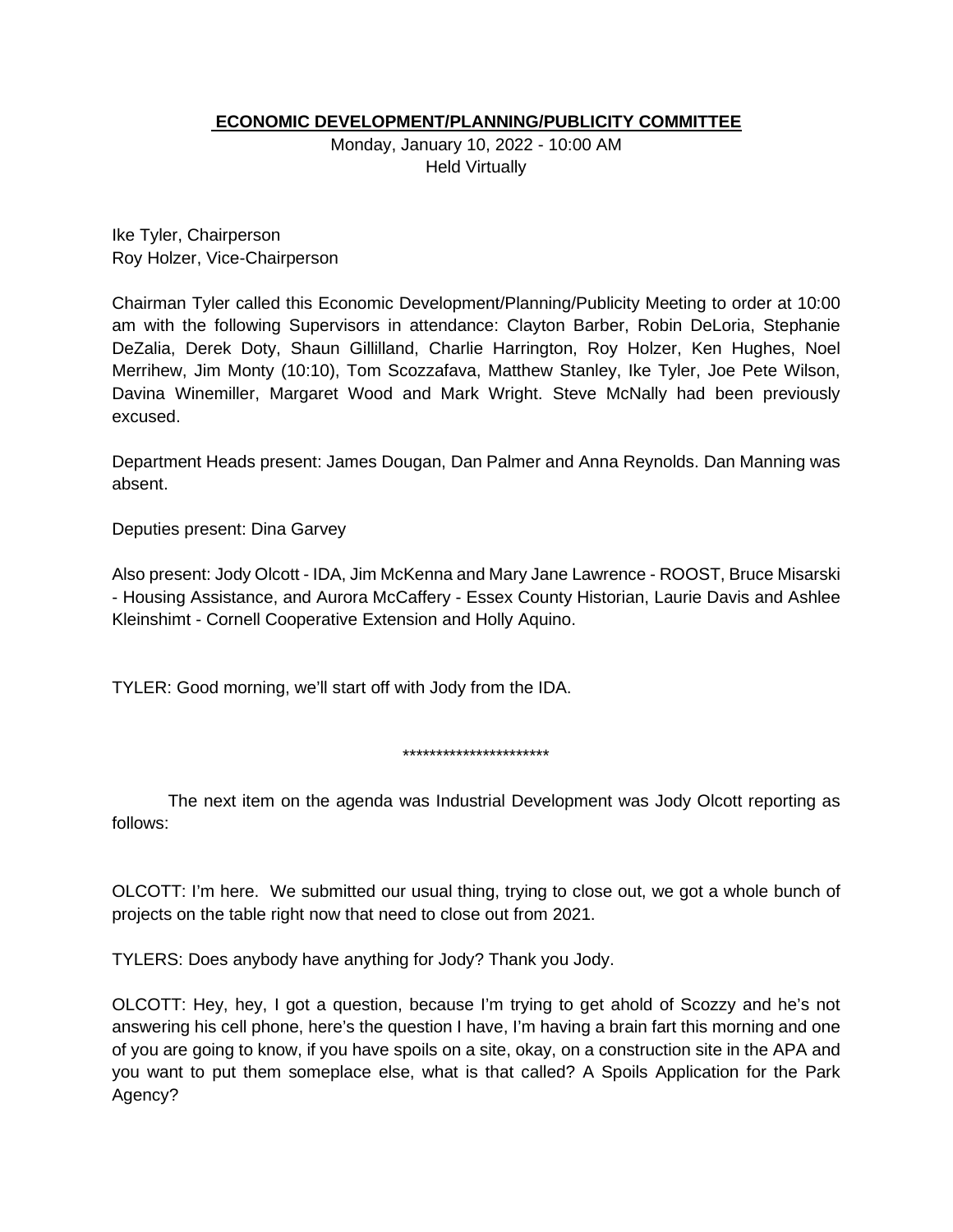# ECONOMIC DEVELOPMENT/PLANNING/PUBLICITY COMMITTEE

Monday, January 10, 2022 - 10:00 AM
Held Virtually

Ike Tyler, Chairperson
Roy Holzer, Vice-Chairperson

Chairman Tyler called this Economic Development/Planning/Publicity Meeting to order at 10:00 am with the following Supervisors in attendance: Clayton Barber, Robin DeLoria, Stephanie DeZalia, Derek Doty, Shaun Gillilland, Charlie Harrington, Roy Holzer, Ken Hughes, Noel Merrihew, Jim Monty (10:10), Tom Scozzafava, Matthew Stanley, Ike Tyler, Joe Pete Wilson, Davina Winemiller, Margaret Wood and Mark Wright. Steve McNally had been previously excused.

Department Heads present: James Dougan, Dan Palmer and Anna Reynolds. Dan Manning was absent.

Deputies present: Dina Garvey

Also present: Jody Olcott - IDA, Jim McKenna and Mary Jane Lawrence - ROOST, Bruce Misarski - Housing Assistance, and Aurora McCaffery - Essex County Historian, Laurie Davis and Ashlee Kleinshimt - Cornell Cooperative Extension and Holly Aquino.

TYLER: Good morning, we'll start off with Jody from the IDA.

**********************

The next item on the agenda was Industrial Development was Jody Olcott reporting as follows:

OLCOTT: I'm here. We submitted our usual thing, trying to close out, we got a whole bunch of projects on the table right now that need to close out from 2021.

TYLERS: Does anybody have anything for Jody? Thank you Jody.

OLCOTT: Hey, hey, I got a question, because I'm trying to get ahold of Scozzy and he's not answering his cell phone, here's the question I have, I'm having a brain fart this morning and one of you are going to know, if you have spoils on a site, okay, on a construction site in the APA and you want to put them someplace else, what is that called? A Spoils Application for the Park Agency?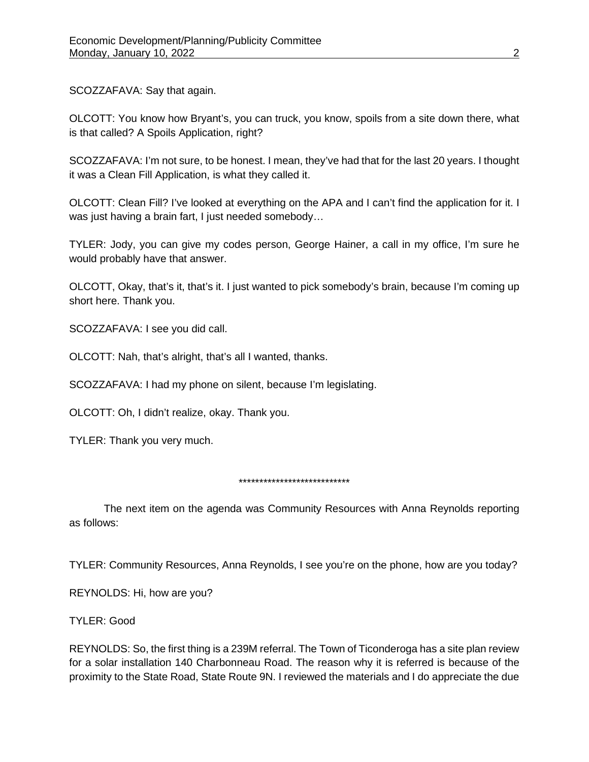SCOZZAFAVA: Say that again.

OLCOTT: You know how Bryant's, you can truck, you know, spoils from a site down there, what is that called? A Spoils Application, right?

SCOZZAFAVA: I'm not sure, to be honest. I mean, they've had that for the last 20 years. I thought it was a Clean Fill Application, is what they called it.

OLCOTT: Clean Fill? I've looked at everything on the APA and I can't find the application for it. I was just having a brain fart, I just needed somebody…

TYLER: Jody, you can give my codes person, George Hainer, a call in my office, I'm sure he would probably have that answer.

OLCOTT, Okay, that's it, that's it. I just wanted to pick somebody's brain, because I'm coming up short here. Thank you.

SCOZZAFAVA: I see you did call.

OLCOTT: Nah, that's alright, that's all I wanted, thanks.

SCOZZAFAVA: I had my phone on silent, because I'm legislating.

OLCOTT: Oh, I didn't realize, okay. Thank you.

TYLER: Thank you very much.

***************************

The next item on the agenda was Community Resources with Anna Reynolds reporting as follows:

TYLER: Community Resources, Anna Reynolds, I see you're on the phone, how are you today?

REYNOLDS: Hi, how are you?

TYLER: Good

REYNOLDS: So, the first thing is a 239M referral. The Town of Ticonderoga has a site plan review for a solar installation 140 Charbonneau Road. The reason why it is referred is because of the proximity to the State Road, State Route 9N. I reviewed the materials and I do appreciate the due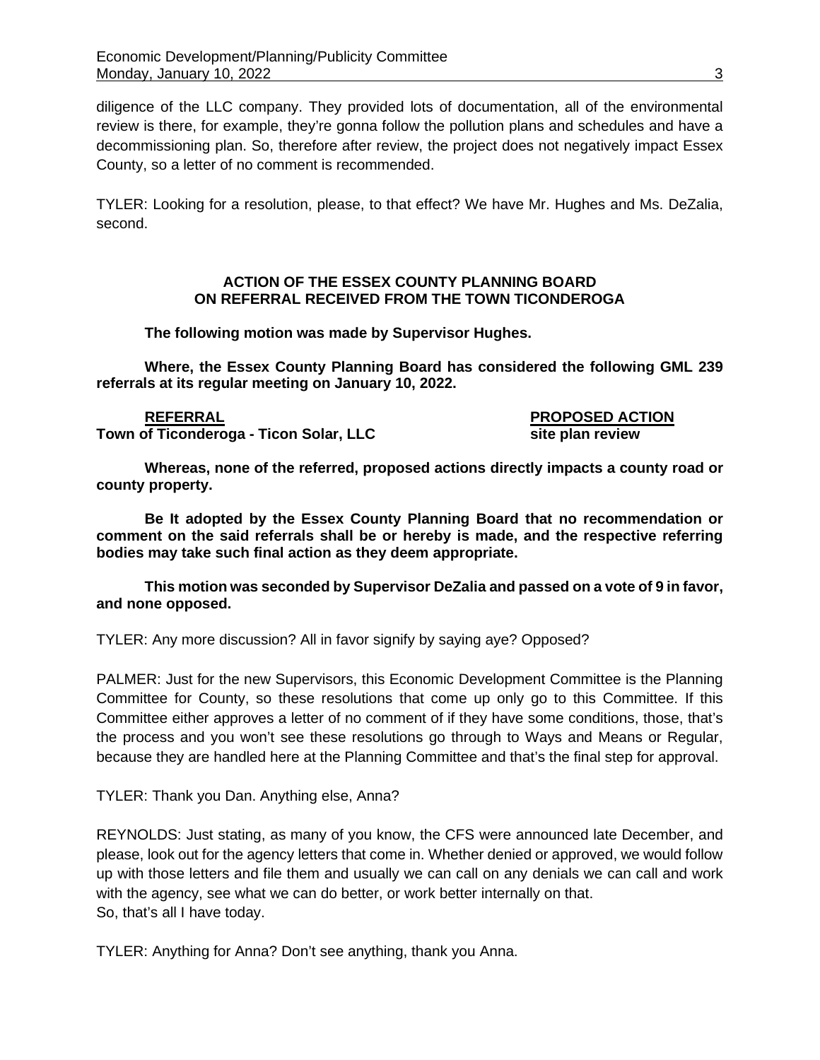diligence of the LLC company. They provided lots of documentation, all of the environmental review is there, for example, they're gonna follow the pollution plans and schedules and have a decommissioning plan. So, therefore after review, the project does not negatively impact Essex County, so a letter of no comment is recommended.

TYLER: Looking for a resolution, please, to that effect? We have Mr. Hughes and Ms. DeZalia, second.

**ACTION OF THE ESSEX COUNTY PLANNING BOARD ON REFERRAL RECEIVED FROM THE TOWN TICONDEROGA**

**The following motion was made by Supervisor Hughes.**

**Where, the Essex County Planning Board has considered the following GML 239 referrals at its regular meeting on January 10, 2022.**

| **REFERRAL** | **PROPOSED ACTION** |
|---|---|
| **Town of Ticonderoga - Ticon Solar, LLC** | **site plan review** |

**Whereas, none of the referred, proposed actions directly impacts a county road or county property.**

**Be It adopted by the Essex County Planning Board that no recommendation or comment on the said referrals shall be or hereby is made, and the respective referring bodies may take such final action as they deem appropriate.**

**This motion was seconded by Supervisor DeZalia and passed on a vote of 9 in favor, and none opposed.**

TYLER: Any more discussion? All in favor signify by saying aye? Opposed?

PALMER: Just for the new Supervisors, this Economic Development Committee is the Planning Committee for County, so these resolutions that come up only go to this Committee. If this Committee either approves a letter of no comment of if they have some conditions, those, that's the process and you won't see these resolutions go through to Ways and Means or Regular, because they are handled here at the Planning Committee and that's the final step for approval.

TYLER: Thank you Dan. Anything else, Anna?

REYNOLDS: Just stating, as many of you know, the CFS were announced late December, and please, look out for the agency letters that come in. Whether denied or approved, we would follow up with those letters and file them and usually we can call on any denials we can call and work with the agency, see what we can do better, or work better internally on that.
So, that's all I have today.

TYLER: Anything for Anna? Don't see anything, thank you Anna.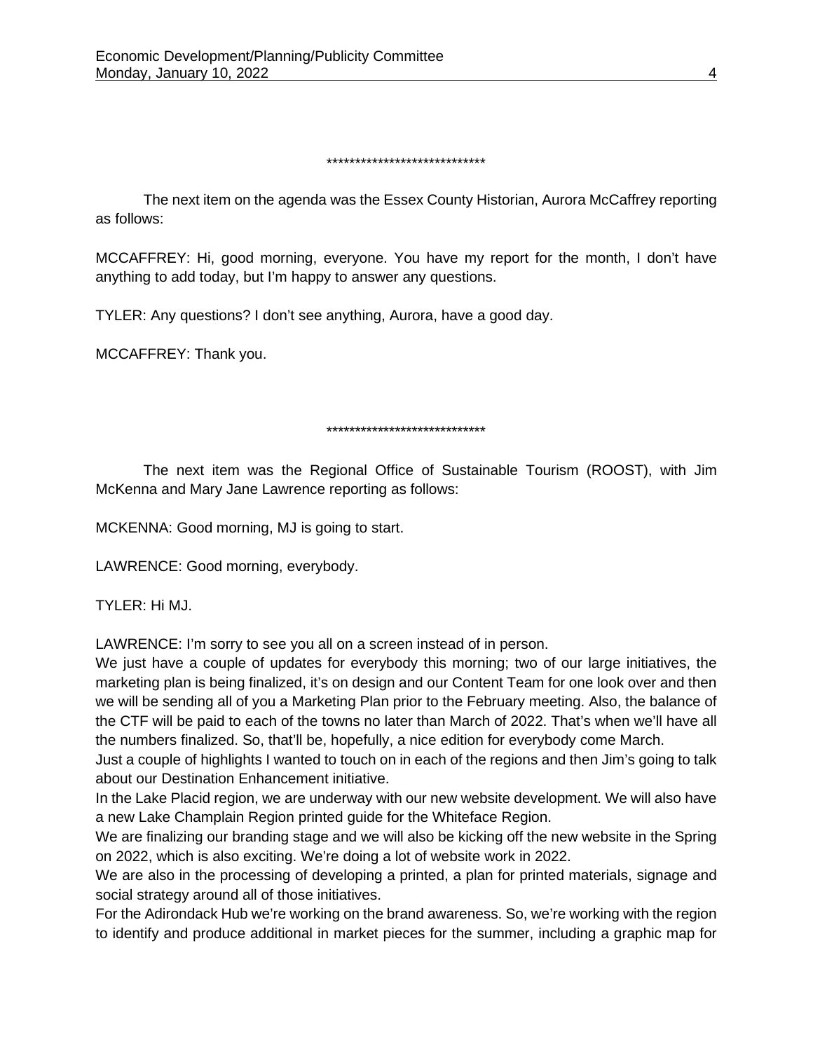\*\*\*\*\*\*\*\*\*\*\*\*\*\*\*\*\*\*\*\*\*\*\*\*\*\*\*\*

The next item on the agenda was the Essex County Historian, Aurora McCaffrey reporting as follows:

MCCAFFREY: Hi, good morning, everyone. You have my report for the month, I don't have anything to add today, but I'm happy to answer any questions.

TYLER: Any questions? I don't see anything, Aurora, have a good day.

MCCAFFREY: Thank you.

\*\*\*\*\*\*\*\*\*\*\*\*\*\*\*\*\*\*\*\*\*\*\*\*\*\*\*\*

The next item was the Regional Office of Sustainable Tourism (ROOST), with Jim McKenna and Mary Jane Lawrence reporting as follows:

MCKENNA: Good morning, MJ is going to start.

LAWRENCE: Good morning, everybody.

TYLER: Hi MJ.

LAWRENCE: I'm sorry to see you all on a screen instead of in person.
We just have a couple of updates for everybody this morning; two of our large initiatives, the marketing plan is being finalized, it's on design and our Content Team for one look over and then we will be sending all of you a Marketing Plan prior to the February meeting. Also, the balance of the CTF will be paid to each of the towns no later than March of 2022. That's when we'll have all the numbers finalized. So, that'll be, hopefully, a nice edition for everybody come March.
Just a couple of highlights I wanted to touch on in each of the regions and then Jim's going to talk about our Destination Enhancement initiative.
In the Lake Placid region, we are underway with our new website development. We will also have a new Lake Champlain Region printed guide for the Whiteface Region.
We are finalizing our branding stage and we will also be kicking off the new website in the Spring on 2022, which is also exciting. We're doing a lot of website work in 2022.
We are also in the processing of developing a printed, a plan for printed materials, signage and social strategy around all of those initiatives.
For the Adirondack Hub we're working on the brand awareness. So, we're working with the region to identify and produce additional in market pieces for the summer, including a graphic map for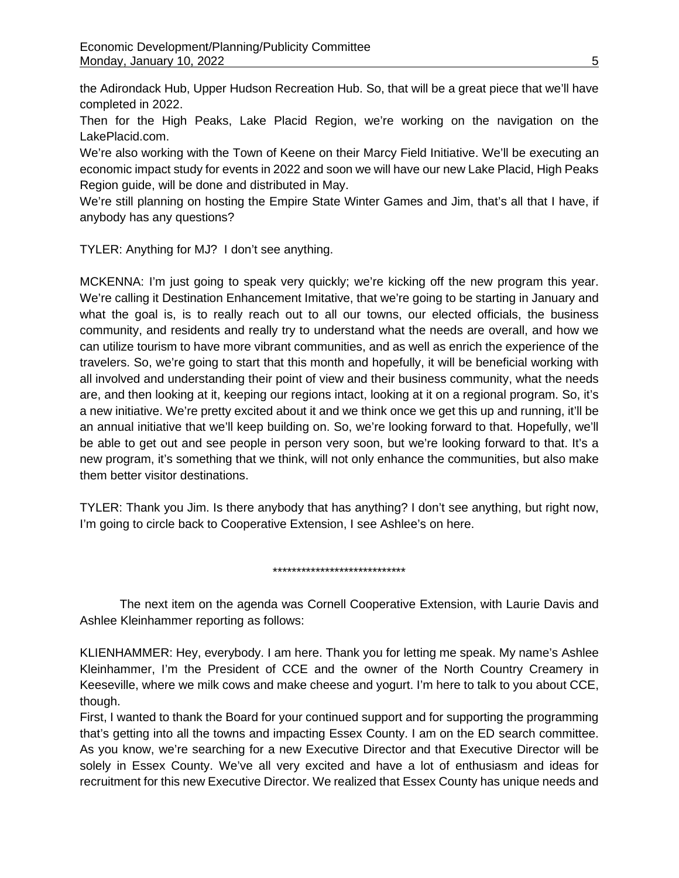the Adirondack Hub, Upper Hudson Recreation Hub. So, that will be a great piece that we'll have completed in 2022.

Then for the High Peaks, Lake Placid Region, we're working on the navigation on the LakePlacid.com.

We're also working with the Town of Keene on their Marcy Field Initiative. We'll be executing an economic impact study for events in 2022 and soon we will have our new Lake Placid, High Peaks Region guide, will be done and distributed in May.

We're still planning on hosting the Empire State Winter Games and Jim, that's all that I have, if anybody has any questions?

TYLER: Anything for MJ? I don't see anything.

MCKENNA: I'm just going to speak very quickly; we're kicking off the new program this year. We're calling it Destination Enhancement Imitative, that we're going to be starting in January and what the goal is, is to really reach out to all our towns, our elected officials, the business community, and residents and really try to understand what the needs are overall, and how we can utilize tourism to have more vibrant communities, and as well as enrich the experience of the travelers. So, we're going to start that this month and hopefully, it will be beneficial working with all involved and understanding their point of view and their business community, what the needs are, and then looking at it, keeping our regions intact, looking at it on a regional program. So, it's a new initiative. We're pretty excited about it and we think once we get this up and running, it'll be an annual initiative that we'll keep building on. So, we're looking forward to that. Hopefully, we'll be able to get out and see people in person very soon, but we're looking forward to that. It's a new program, it's something that we think, will not only enhance the communities, but also make them better visitor destinations.

TYLER: Thank you Jim. Is there anybody that has anything? I don't see anything, but right now, I'm going to circle back to Cooperative Extension, I see Ashlee's on here.

****************************

The next item on the agenda was Cornell Cooperative Extension, with Laurie Davis and Ashlee Kleinhammer reporting as follows:

KLIENHAMMER: Hey, everybody. I am here. Thank you for letting me speak. My name's Ashlee Kleinhammer, I'm the President of CCE and the owner of the North Country Creamery in Keeseville, where we milk cows and make cheese and yogurt. I'm here to talk to you about CCE, though.

First, I wanted to thank the Board for your continued support and for supporting the programming that's getting into all the towns and impacting Essex County. I am on the ED search committee. As you know, we're searching for a new Executive Director and that Executive Director will be solely in Essex County. We've all very excited and have a lot of enthusiasm and ideas for recruitment for this new Executive Director. We realized that Essex County has unique needs and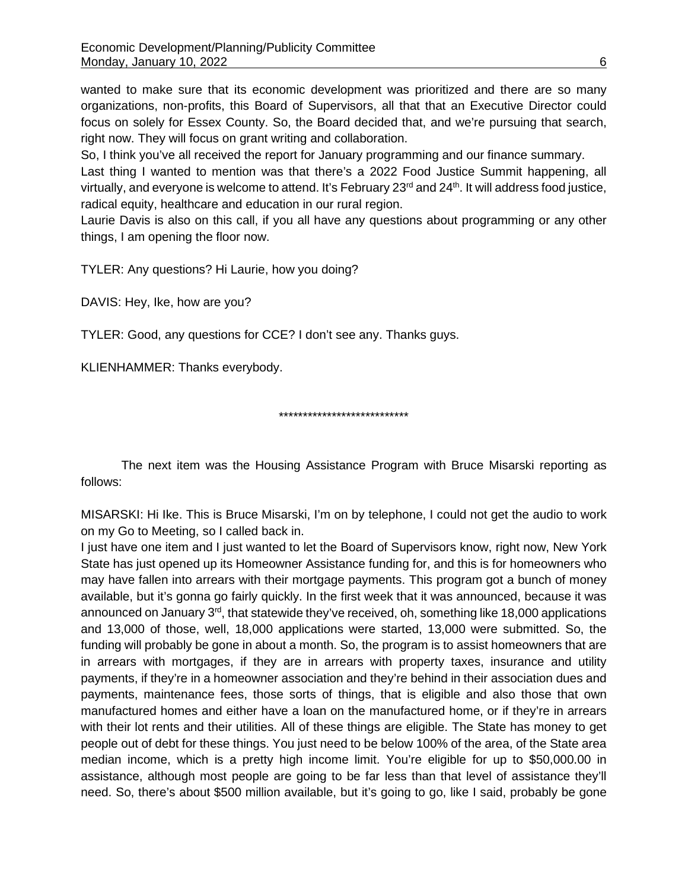wanted to make sure that its economic development was prioritized and there are so many organizations, non-profits, this Board of Supervisors, all that that an Executive Director could focus on solely for Essex County. So, the Board decided that, and we're pursuing that search, right now. They will focus on grant writing and collaboration.

So, I think you've all received the report for January programming and our finance summary.

Last thing I wanted to mention was that there's a 2022 Food Justice Summit happening, all virtually, and everyone is welcome to attend. It's February 23rd and 24th. It will address food justice, radical equity, healthcare and education in our rural region.

Laurie Davis is also on this call, if you all have any questions about programming or any other things, I am opening the floor now.

TYLER: Any questions? Hi Laurie, how you doing?

DAVIS: Hey, Ike, how are you?

TYLER: Good, any questions for CCE? I don't see any. Thanks guys.

KLIENHAMMER: Thanks everybody.

***************************

The next item was the Housing Assistance Program with Bruce Misarski reporting as follows:

MISARSKI: Hi Ike. This is Bruce Misarski, I'm on by telephone, I could not get the audio to work on my Go to Meeting, so I called back in.

I just have one item and I just wanted to let the Board of Supervisors know, right now, New York State has just opened up its Homeowner Assistance funding for, and this is for homeowners who may have fallen into arrears with their mortgage payments. This program got a bunch of money available, but it's gonna go fairly quickly. In the first week that it was announced, because it was announced on January 3rd, that statewide they've received, oh, something like 18,000 applications and 13,000 of those, well, 18,000 applications were started, 13,000 were submitted. So, the funding will probably be gone in about a month. So, the program is to assist homeowners that are in arrears with mortgages, if they are in arrears with property taxes, insurance and utility payments, if they're in a homeowner association and they're behind in their association dues and payments, maintenance fees, those sorts of things, that is eligible and also those that own manufactured homes and either have a loan on the manufactured home, or if they're in arrears with their lot rents and their utilities. All of these things are eligible. The State has money to get people out of debt for these things. You just need to be below 100% of the area, of the State area median income, which is a pretty high income limit. You're eligible for up to $50,000.00 in assistance, although most people are going to be far less than that level of assistance they'll need. So, there's about $500 million available, but it's going to go, like I said, probably be gone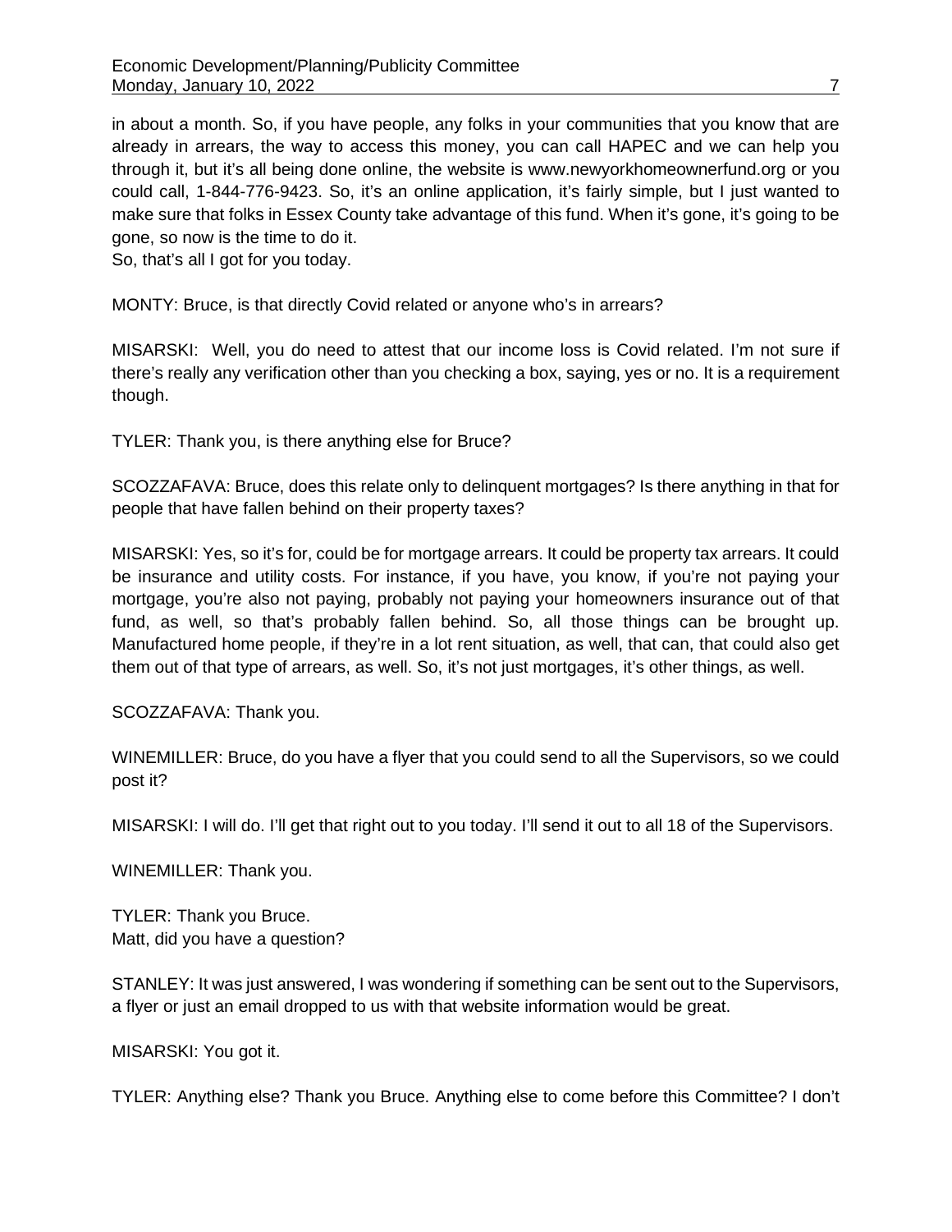in about a month. So, if you have people, any folks in your communities that you know that are already in arrears, the way to access this money, you can call HAPEC and we can help you through it, but it's all being done online, the website is www.newyorkhomeownerfund.org or you could call, 1-844-776-9423. So, it's an online application, it's fairly simple, but I just wanted to make sure that folks in Essex County take advantage of this fund. When it's gone, it's going to be gone, so now is the time to do it.
So, that's all I got for you today.

MONTY: Bruce, is that directly Covid related or anyone who's in arrears?

MISARSKI: Well, you do need to attest that our income loss is Covid related. I'm not sure if there's really any verification other than you checking a box, saying, yes or no. It is a requirement though.

TYLER: Thank you, is there anything else for Bruce?

SCOZZAFAVA: Bruce, does this relate only to delinquent mortgages? Is there anything in that for people that have fallen behind on their property taxes?

MISARSKI: Yes, so it's for, could be for mortgage arrears. It could be property tax arrears. It could be insurance and utility costs. For instance, if you have, you know, if you're not paying your mortgage, you're also not paying, probably not paying your homeowners insurance out of that fund, as well, so that's probably fallen behind. So, all those things can be brought up. Manufactured home people, if they're in a lot rent situation, as well, that can, that could also get them out of that type of arrears, as well. So, it's not just mortgages, it's other things, as well.

SCOZZAFAVA: Thank you.

WINEMILLER: Bruce, do you have a flyer that you could send to all the Supervisors, so we could post it?

MISARSKI: I will do. I'll get that right out to you today. I'll send it out to all 18 of the Supervisors.

WINEMILLER: Thank you.

TYLER: Thank you Bruce.
Matt, did you have a question?

STANLEY: It was just answered, I was wondering if something can be sent out to the Supervisors, a flyer or just an email dropped to us with that website information would be great.

MISARSKI: You got it.

TYLER: Anything else? Thank you Bruce. Anything else to come before this Committee? I don't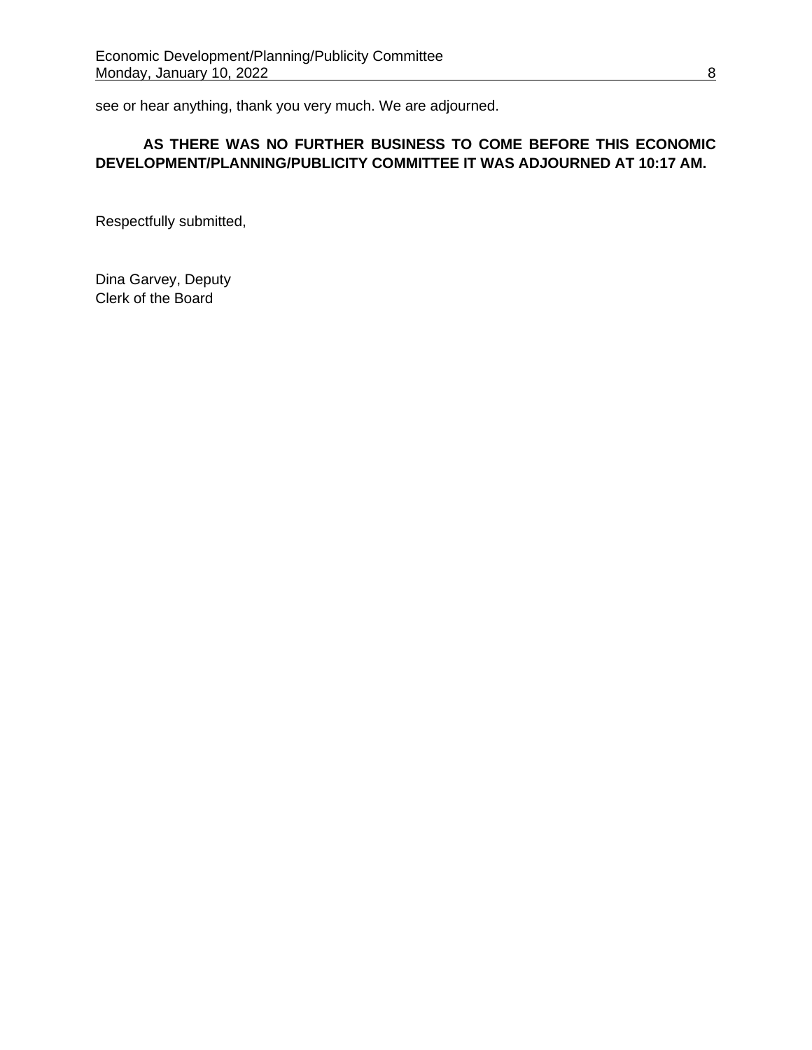see or hear anything, thank you very much. We are adjourned.

**AS THERE WAS NO FURTHER BUSINESS TO COME BEFORE THIS ECONOMIC DEVELOPMENT/PLANNING/PUBLICITY COMMITTEE IT WAS ADJOURNED AT 10:17 AM.**

Respectfully submitted,

Dina Garvey, Deputy
Clerk of the Board